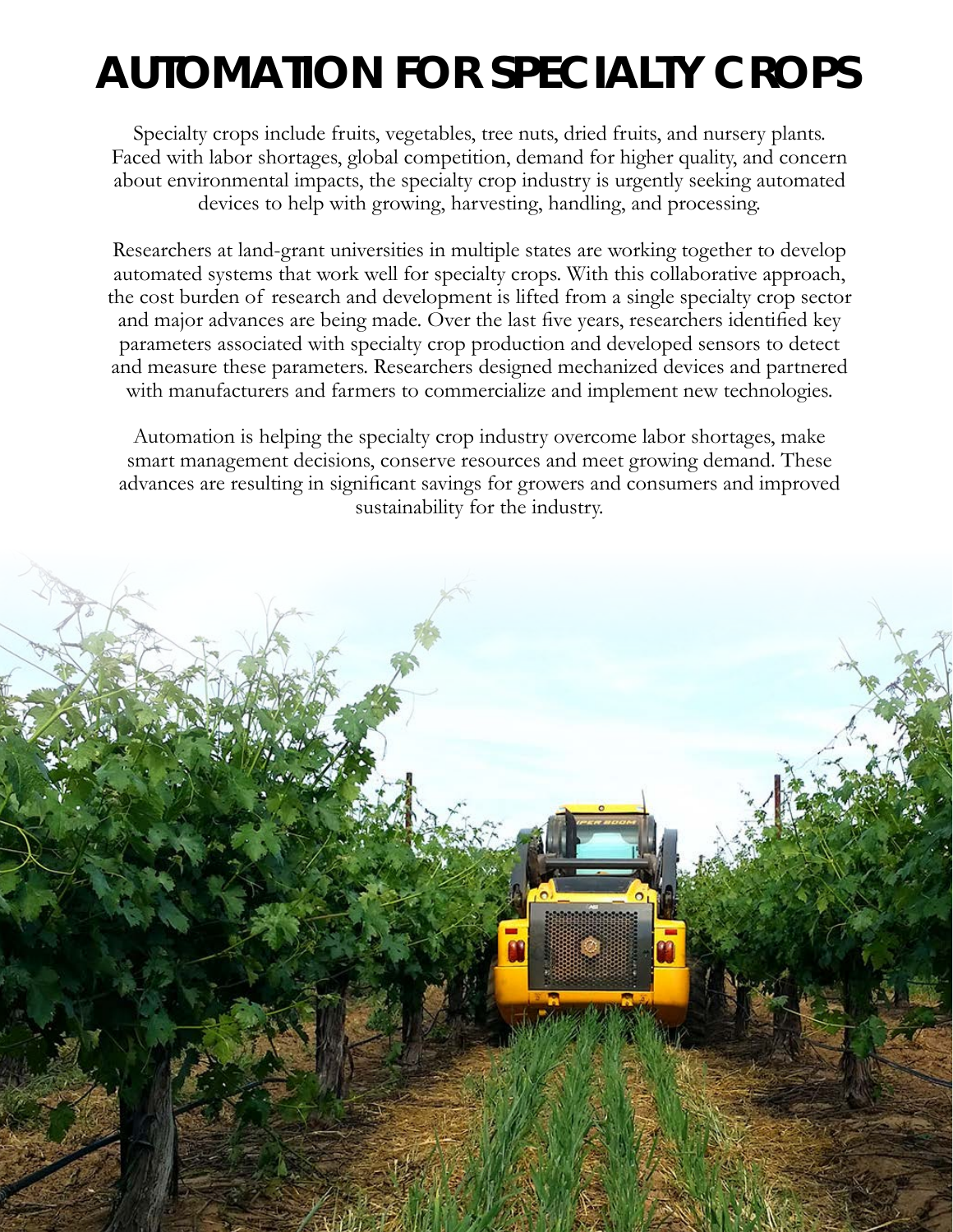# AUTOMATION FOR SPECIALTY CROPS

Specialty crops include fruits, vegetables, tree nuts, dried fruits, and nursery plants. Faced with labor shortages, global competition, demand for higher quality, and concern about environmental impacts, the specialty crop industry is urgently seeking automated devices to help with growing, harvesting, handling, and processing.

Researchers at land-grant universities in multiple states are working together to develop automated systems that work well for specialty crops. With this collaborative approach, the cost burden of research and development is lifted from a single specialty crop sector and major advances are being made. Over the last five years, researchers identified key parameters associated with specialty crop production and developed sensors to detect and measure these parameters. Researchers designed mechanized devices and partnered with manufacturers and farmers to commercialize and implement new technologies.

Automation is helping the specialty crop industry overcome labor shortages, make smart management decisions, conserve resources and meet growing demand. These advances are resulting in significant savings for growers and consumers and improved sustainability for the industry.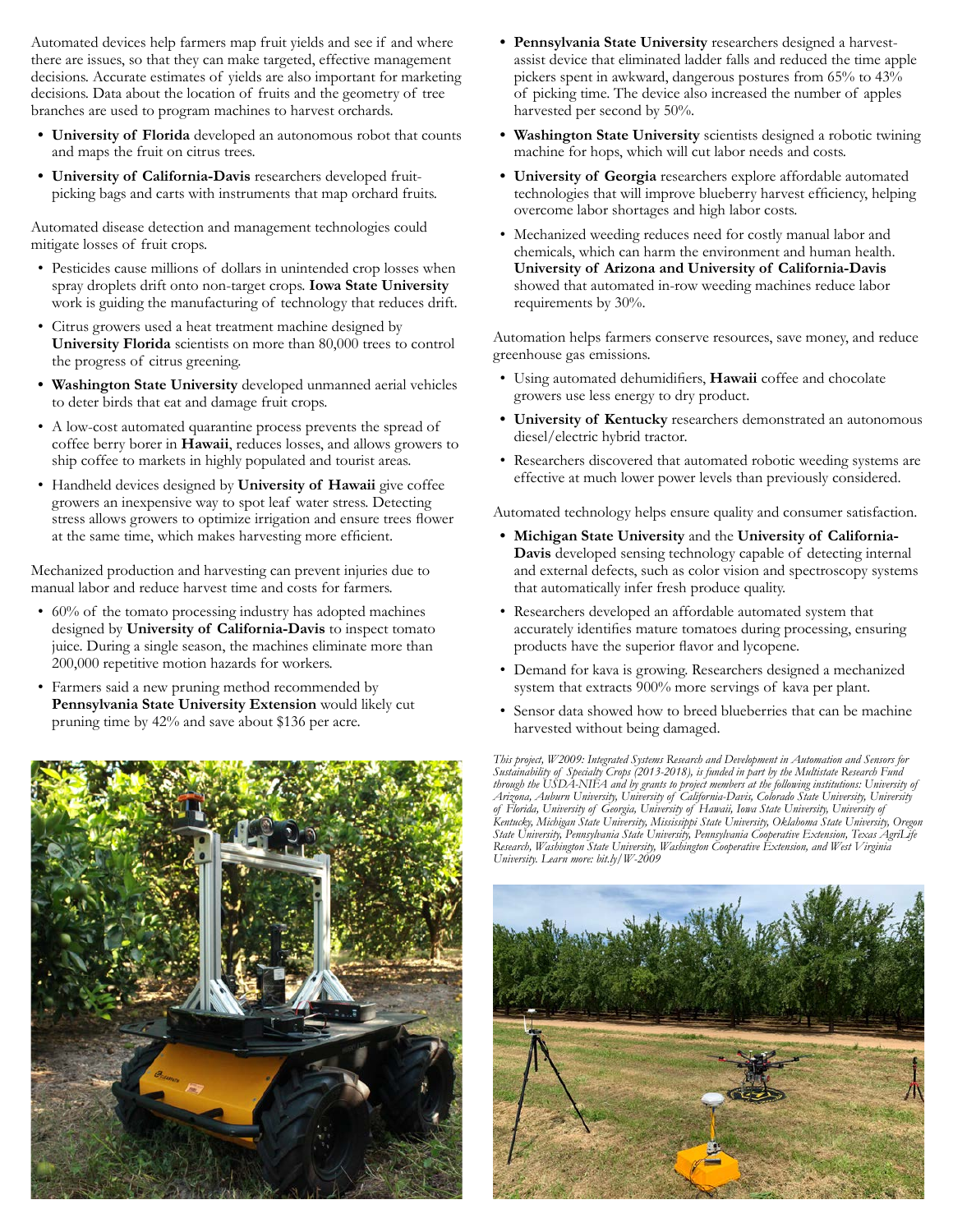Automated devices help farmers map fruit yields and see if and where there are issues, so that they can make targeted, effective management decisions. Accurate estimates of yields are also important for marketing decisions. Data about the location of fruits and the geometry of tree branches are used to program machines to harvest orchards.

- **University of Florida** developed an autonomous robot that counts and maps the fruit on citrus trees.
- **University of California-Davis** researchers developed fruit-picking bags and carts with instruments that map orchard fruits.

Automated disease detection and management technologies could mitigate losses of fruit crops.

- Pesticides cause millions of dollars in unintended crop losses when spray droplets drift onto non-target crops. **Iowa State University** work is guiding the manufacturing of technology that reduces drift.
- Citrus growers used a heat treatment machine designed by **University Florida** scientists on more than 80,000 trees to control the progress of citrus greening.
- **Washington State University** developed unmanned aerial vehicles to deter birds that eat and damage fruit crops.
- A low-cost automated quarantine process prevents the spread of coffee berry borer in **Hawaii**, reduces losses, and allows growers to ship coffee to markets in highly populated and tourist areas.
- Handheld devices designed by **University of Hawaii** give coffee growers an inexpensive way to spot leaf water stress. Detecting stress allows growers to optimize irrigation and ensure trees flower at the same time, which makes harvesting more efficient.

Mechanized production and harvesting can prevent injuries due to manual labor and reduce harvest time and costs for farmers.

- 60% of the tomato processing industry has adopted machines designed by **University of California-Davis** to inspect tomato juice. During a single season, the machines eliminate more than 200,000 repetitive motion hazards for workers.
- Farmers said a new pruning method recommended by **Pennsylvania State University Extension** would likely cut pruning time by 42% and save about $136 per acre.
- **Pennsylvania State University** researchers designed a harvest-assist device that eliminated ladder falls and reduced the time apple pickers spent in awkward, dangerous postures from 65% to 43% of picking time. The device also increased the number of apples harvested per second by 50%.
- **Washington State University** scientists designed a robotic twining machine for hops, which will cut labor needs and costs.
- **University of Georgia** researchers explore affordable automated technologies that will improve blueberry harvest efficiency, helping overcome labor shortages and high labor costs.
- Mechanized weeding reduces need for costly manual labor and chemicals, which can harm the environment and human health. **University of Arizona and University of California-Davis** showed that automated in-row weeding machines reduce labor requirements by 30%.

Automation helps farmers conserve resources, save money, and reduce greenhouse gas emissions.

- Using automated dehumidifiers, **Hawaii** coffee and chocolate growers use less energy to dry product.
- **University of Kentucky** researchers demonstrated an autonomous diesel/electric hybrid tractor.
- Researchers discovered that automated robotic weeding systems are effective at much lower power levels than previously considered.

Automated technology helps ensure quality and consumer satisfaction.

- **Michigan State University** and the **University of California-Davis** developed sensing technology capable of detecting internal and external defects, such as color vision and spectroscopy systems that automatically infer fresh produce quality.
- Researchers developed an affordable automated system that accurately identifies mature tomatoes during processing, ensuring products have the superior flavor and lycopene.
- Demand for kava is growing. Researchers designed a mechanized system that extracts 900% more servings of kava per plant.
- Sensor data showed how to breed blueberries that can be machine harvested without being damaged.

*This project, W2009: Integrated Systems Research and Development in Automation and Sensors for Sustainability of Specialty Crops (2013-2018), is funded in part by the Multistate Research Fund through the USDA-NIFA and by grants to project members at the following institutions: University of Arizona, Auburn University, University of California-Davis, Colorado State University, University of Florida, University of Georgia, University of Hawaii, Iowa State University, University of Kentucky, Michigan State University, Mississippi State University, Oklahoma State University, Oregon State University, Pennsylvania State University, Pennsylvania Cooperative Extension, Texas AgriLife Research, Washington State University, Washington Cooperative Extension, and West Virginia University. Learn more: bit.ly/W-2009*